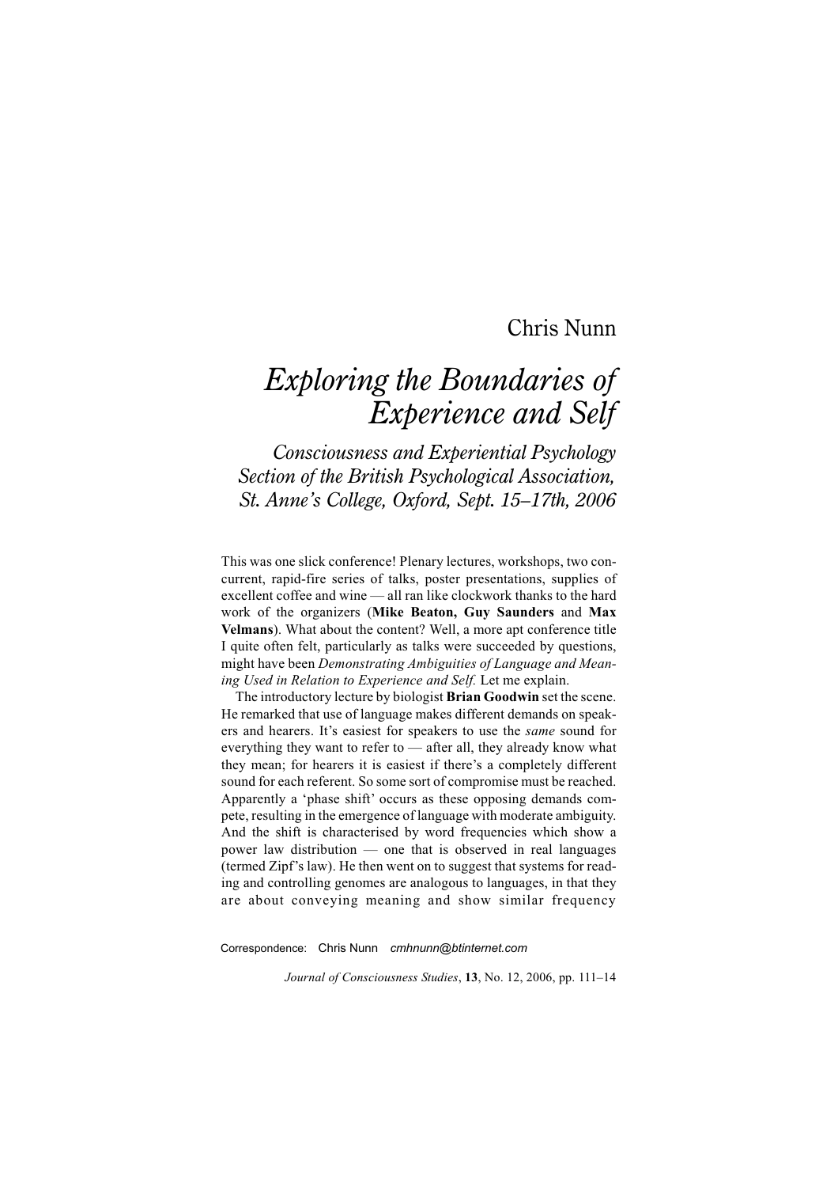Chris Nunn

# *Exploring the Boundaries of Experience and Self*

### *Consciousness and Experiential Psychology Section of the British Psychological Association, St. Anne's College, Oxford, Sept. 15–17th, 2006*

This was one slick conference! Plenary lectures, workshops, two concurrent, rapid-fire series of talks, poster presentations, supplies of excellent coffee and wine — all ran like clockwork thanks to the hard work of the organizers (**Mike Beaton, Guy Saunders** and **Max Velmans**). What about the content? Well, a more apt conference title I quite often felt, particularly as talks were succeeded by questions, might have been *Demonstrating Ambiguities of Language and Meaning Used in Relation to Experience and Self.* Let me explain.

The introductory lecture by biologist **Brian Goodwin** set the scene. He remarked that use of language makes different demands on speakers and hearers. It's easiest for speakers to use the *same* sound for everything they want to refer to — after all, they already know what they mean; for hearers it is easiest if there's a completely different sound for each referent. So some sort of compromise must be reached. Apparently a 'phase shift' occurs as these opposing demands compete, resulting in the emergence of language with moderate ambiguity. And the shift is characterised by word frequencies which show a power law distribution — one that is observed in real languages (termed Zipf's law). He then went on to suggest that systems for reading and controlling genomes are analogous to languages, in that they are about conveying meaning and show similar frequency

Correspondence: Chris Nunn *cmhnunn@btinternet.com*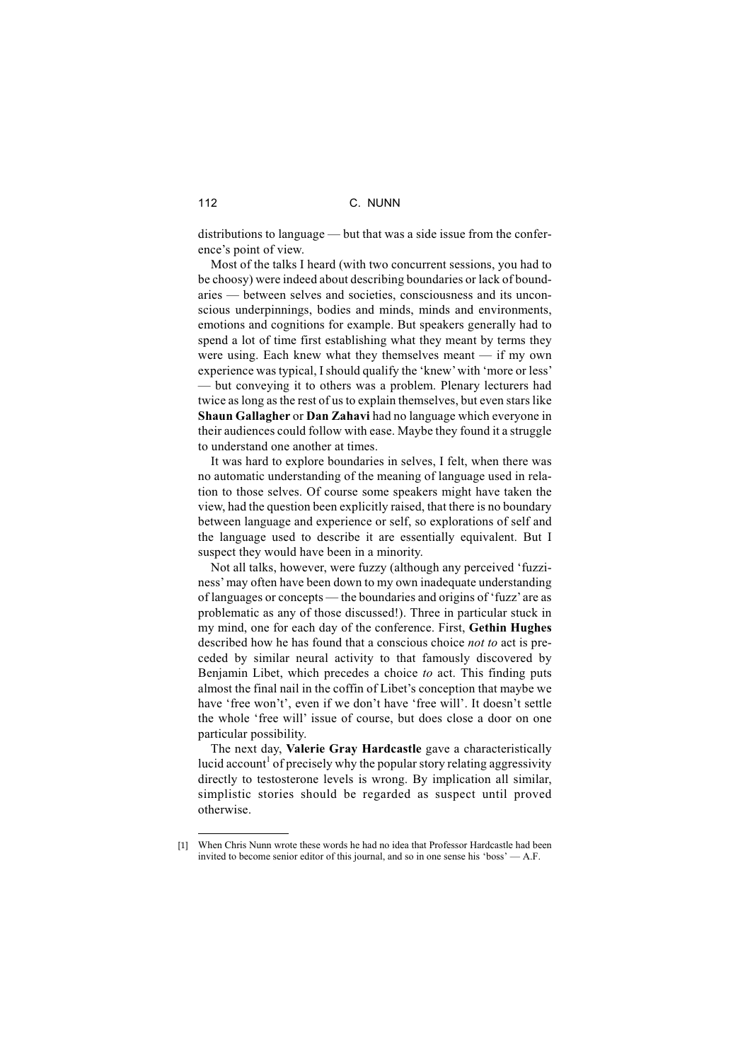distributions to language — but that was a side issue from the conference's point of view.

Most of the talks I heard (with two concurrent sessions, you had to be choosy) were indeed about describing boundaries or lack of boundaries — between selves and societies, consciousness and its unconscious underpinnings, bodies and minds, minds and environments, emotions and cognitions for example. But speakers generally had to spend a lot of time first establishing what they meant by terms they were using. Each knew what they themselves meant — if my own experience was typical, I should qualify the 'knew' with 'more or less' — but conveying it to others was a problem. Plenary lecturers had twice as long as the rest of us to explain themselves, but even stars like **Shaun Gallagher** or **Dan Zahavi** had no language which everyone in their audiences could follow with ease. Maybe they found it a struggle to understand one another at times.

It was hard to explore boundaries in selves, I felt, when there was no automatic understanding of the meaning of language used in relation to those selves. Of course some speakers might have taken the view, had the question been explicitly raised, that there is no boundary between language and experience or self, so explorations of self and the language used to describe it are essentially equivalent. But I suspect they would have been in a minority.

Not all talks, however, were fuzzy (although any perceived 'fuzziness' may often have been down to my own inadequate understanding of languages or concepts — the boundaries and origins of 'fuzz' are as problematic as any of those discussed!). Three in particular stuck in my mind, one for each day of the conference. First, **Gethin Hughes** described how he has found that a conscious choice *not to* act is preceded by similar neural activity to that famously discovered by Benjamin Libet, which precedes a choice *to* act. This finding puts almost the final nail in the coffin of Libet's conception that maybe we have 'free won't', even if we don't have 'free will'. It doesn't settle the whole 'free will' issue of course, but does close a door on one particular possibility.

The next day, **Valerie Gray Hardcastle** gave a characteristically lucid account[1] of precisely why the popular story relating aggressivity directly to testosterone levels is wrong. By implication all similar, simplistic stories should be regarded as suspect until proved otherwise.

---

[1] When Chris Nunn wrote these words he had no idea that Professor Hardcastle had been invited to become senior editor of this journal, and so in one sense his 'boss' — A.F.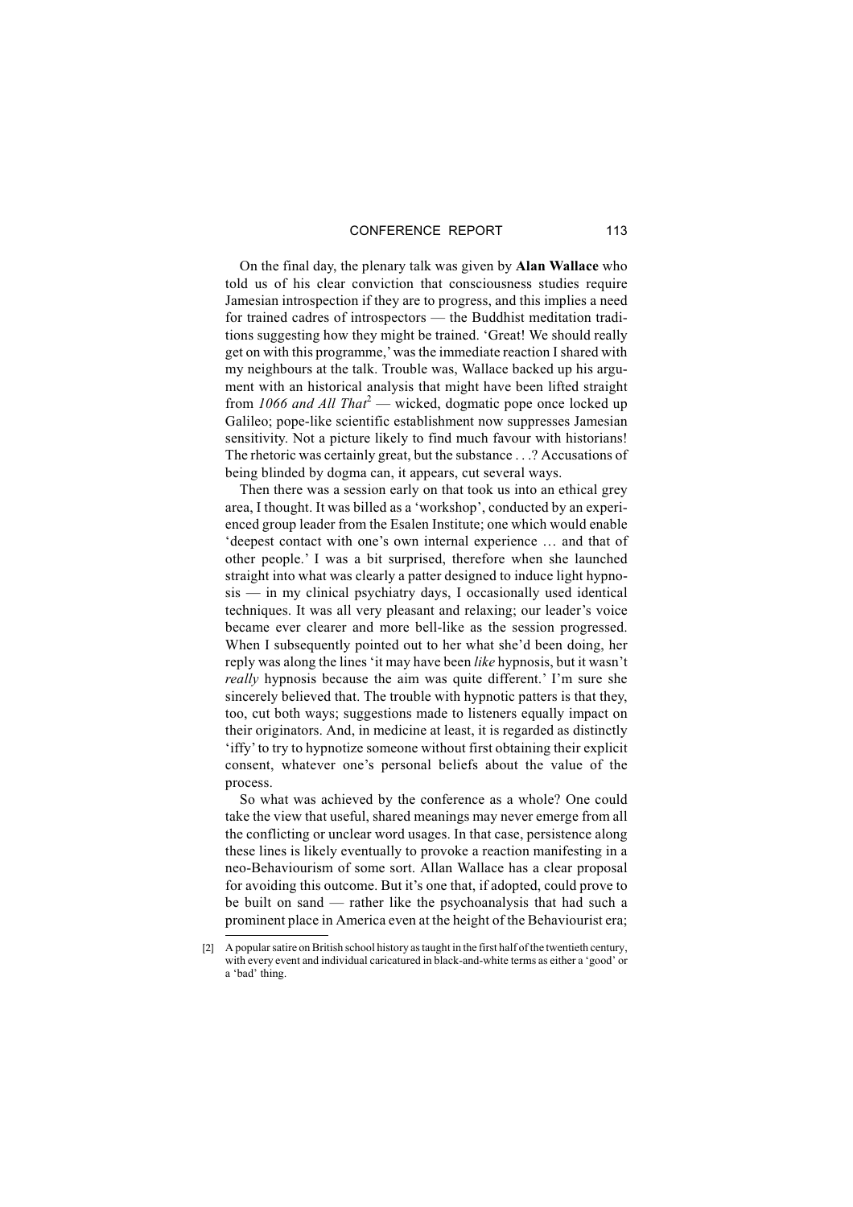On the final day, the plenary talk was given by **Alan Wallace** who told us of his clear conviction that consciousness studies require Jamesian introspection if they are to progress, and this implies a need for trained cadres of introspectors — the Buddhist meditation traditions suggesting how they might be trained. 'Great! We should really get on with this programme,' was the immediate reaction I shared with my neighbours at the talk. Trouble was, Wallace backed up his argument with an historical analysis that might have been lifted straight from *1066 and All That*[2] — wicked, dogmatic pope once locked up Galileo; pope-like scientific establishment now suppresses Jamesian sensitivity. Not a picture likely to find much favour with historians! The rhetoric was certainly great, but the substance . . .? Accusations of being blinded by dogma can, it appears, cut several ways.

Then there was a session early on that took us into an ethical grey area, I thought. It was billed as a 'workshop', conducted by an experienced group leader from the Esalen Institute; one which would enable 'deepest contact with one's own internal experience … and that of other people.' I was a bit surprised, therefore when she launched straight into what was clearly a patter designed to induce light hypnosis — in my clinical psychiatry days, I occasionally used identical techniques. It was all very pleasant and relaxing; our leader's voice became ever clearer and more bell-like as the session progressed. When I subsequently pointed out to her what she'd been doing, her reply was along the lines 'it may have been *like* hypnosis, but it wasn't *really* hypnosis because the aim was quite different.' I'm sure she sincerely believed that. The trouble with hypnotic patters is that they, too, cut both ways; suggestions made to listeners equally impact on their originators. And, in medicine at least, it is regarded as distinctly 'iffy' to try to hypnotize someone without first obtaining their explicit consent, whatever one's personal beliefs about the value of the process.

So what was achieved by the conference as a whole? One could take the view that useful, shared meanings may never emerge from all the conflicting or unclear word usages. In that case, persistence along these lines is likely eventually to provoke a reaction manifesting in a neo-Behaviourism of some sort. Allan Wallace has a clear proposal for avoiding this outcome. But it's one that, if adopted, could prove to be built on sand — rather like the psychoanalysis that had such a prominent place in America even at the height of the Behaviourist era;

[2] A popular satire on British school history as taught in the first half of the twentieth century, with every event and individual caricatured in black-and-white terms as either a 'good' or a 'bad' thing.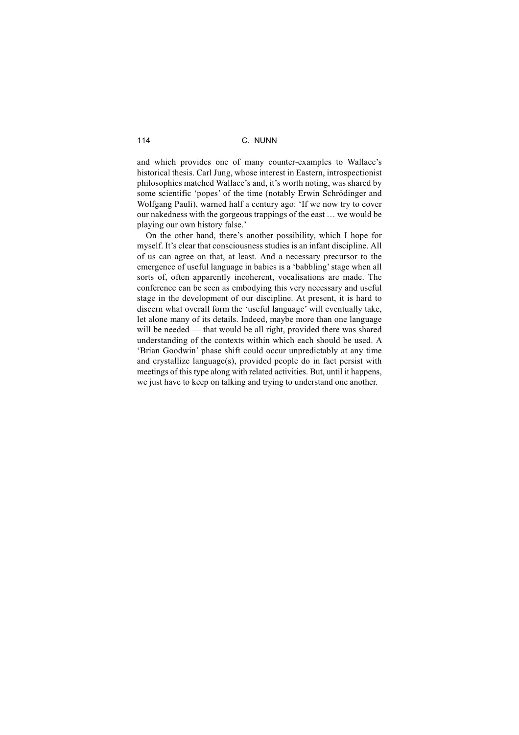and which provides one of many counter-examples to Wallace's historical thesis. Carl Jung, whose interest in Eastern, introspectionist philosophies matched Wallace's and, it's worth noting, was shared by some scientific 'popes' of the time (notably Erwin Schrödinger and Wolfgang Pauli), warned half a century ago: 'If we now try to cover our nakedness with the gorgeous trappings of the east … we would be playing our own history false.'

On the other hand, there's another possibility, which I hope for myself. It's clear that consciousness studies is an infant discipline. All of us can agree on that, at least. And a necessary precursor to the emergence of useful language in babies is a 'babbling' stage when all sorts of, often apparently incoherent, vocalisations are made. The conference can be seen as embodying this very necessary and useful stage in the development of our discipline. At present, it is hard to discern what overall form the 'useful language' will eventually take, let alone many of its details. Indeed, maybe more than one language will be needed — that would be all right, provided there was shared understanding of the contexts within which each should be used. A 'Brian Goodwin' phase shift could occur unpredictably at any time and crystallize language(s), provided people do in fact persist with meetings of this type along with related activities. But, until it happens, we just have to keep on talking and trying to understand one another.